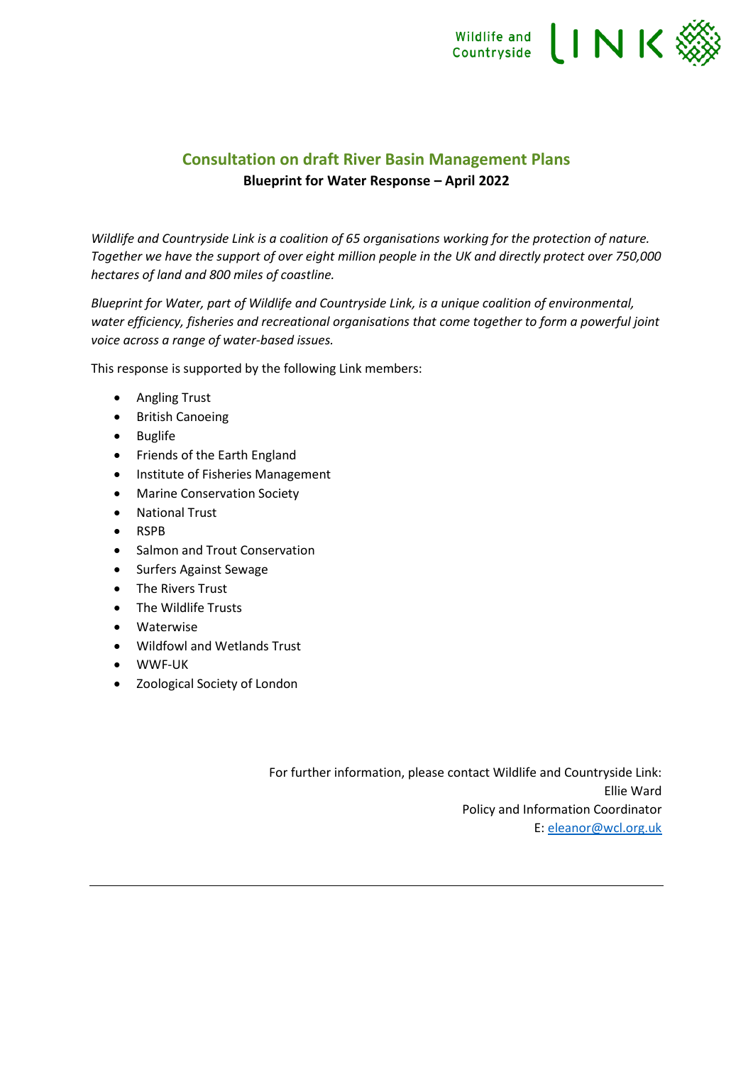# Consultation on draft River Basin Management Plans

**Blueprint for Water Response – April 2022**

*Wildlife and Countryside Link is a coalition of 65 organisations working for the protection of nature. Together we have the support of over eight million people in the UK and directly protect over 750,000 hectares of land and 800 miles of coastline.*

*Blueprint for Water, part of Wildlife and Countryside Link, is a unique coalition of environmental, water efficiency, fisheries and recreational organisations that come together to form a powerful joint voice across a range of water-based issues.*

This response is supported by the following Link members:

- Angling Trust
- British Canoeing
- Buglife
- Friends of the Earth England
- Institute of Fisheries Management
- Marine Conservation Society
- National Trust
- RSPB
- Salmon and Trout Conservation
- Surfers Against Sewage
- The Rivers Trust
- The Wildlife Trusts
- Waterwise
- Wildfowl and Wetlands Trust
- WWF-UK
- Zoological Society of London

For further information, please contact Wildlife and Countryside Link:
Ellie Ward
Policy and Information Coordinator
E: eleanor@wcl.org.uk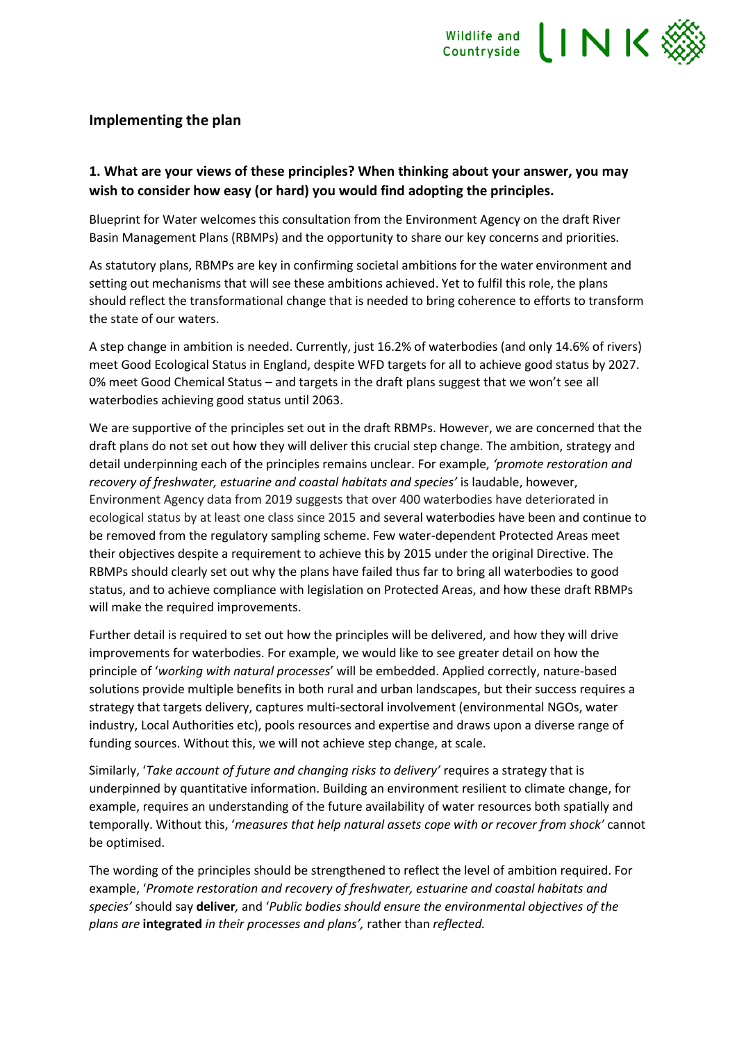## Implementing the plan

### 1. What are your views of these principles? When thinking about your answer, you may wish to consider how easy (or hard) you would find adopting the principles.

Blueprint for Water welcomes this consultation from the Environment Agency on the draft River Basin Management Plans (RBMPs) and the opportunity to share our key concerns and priorities.

As statutory plans, RBMPs are key in confirming societal ambitions for the water environment and setting out mechanisms that will see these ambitions achieved. Yet to fulfil this role, the plans should reflect the transformational change that is needed to bring coherence to efforts to transform the state of our waters.

A step change in ambition is needed. Currently, just 16.2% of waterbodies (and only 14.6% of rivers) meet Good Ecological Status in England, despite WFD targets for all to achieve good status by 2027. 0% meet Good Chemical Status – and targets in the draft plans suggest that we won't see all waterbodies achieving good status until 2063.

We are supportive of the principles set out in the draft RBMPs. However, we are concerned that the draft plans do not set out how they will deliver this crucial step change. The ambition, strategy and detail underpinning each of the principles remains unclear. For example, *'promote restoration and recovery of freshwater, estuarine and coastal habitats and species'* is laudable, however, Environment Agency data from 2019 suggests that over 400 waterbodies have deteriorated in ecological status by at least one class since 2015 and several waterbodies have been and continue to be removed from the regulatory sampling scheme. Few water-dependent Protected Areas meet their objectives despite a requirement to achieve this by 2015 under the original Directive. The RBMPs should clearly set out why the plans have failed thus far to bring all waterbodies to good status, and to achieve compliance with legislation on Protected Areas, and how these draft RBMPs will make the required improvements.

Further detail is required to set out how the principles will be delivered, and how they will drive improvements for waterbodies. For example, we would like to see greater detail on how the principle of '*working with natural processes*' will be embedded. Applied correctly, nature-based solutions provide multiple benefits in both rural and urban landscapes, but their success requires a strategy that targets delivery, captures multi-sectoral involvement (environmental NGOs, water industry, Local Authorities etc), pools resources and expertise and draws upon a diverse range of funding sources. Without this, we will not achieve step change, at scale.

Similarly, '*Take account of future and changing risks to delivery'* requires a strategy that is underpinned by quantitative information. Building an environment resilient to climate change, for example, requires an understanding of the future availability of water resources both spatially and temporally. Without this, '*measures that help natural assets cope with or recover from shock'* cannot be optimised.

The wording of the principles should be strengthened to reflect the level of ambition required. For example, '*Promote restoration and recovery of freshwater, estuarine and coastal habitats and species'* should say **deliver***,* and '*Public bodies should ensure the environmental objectives of the plans are* **integrated** *in their processes and plans',* rather than *reflected.*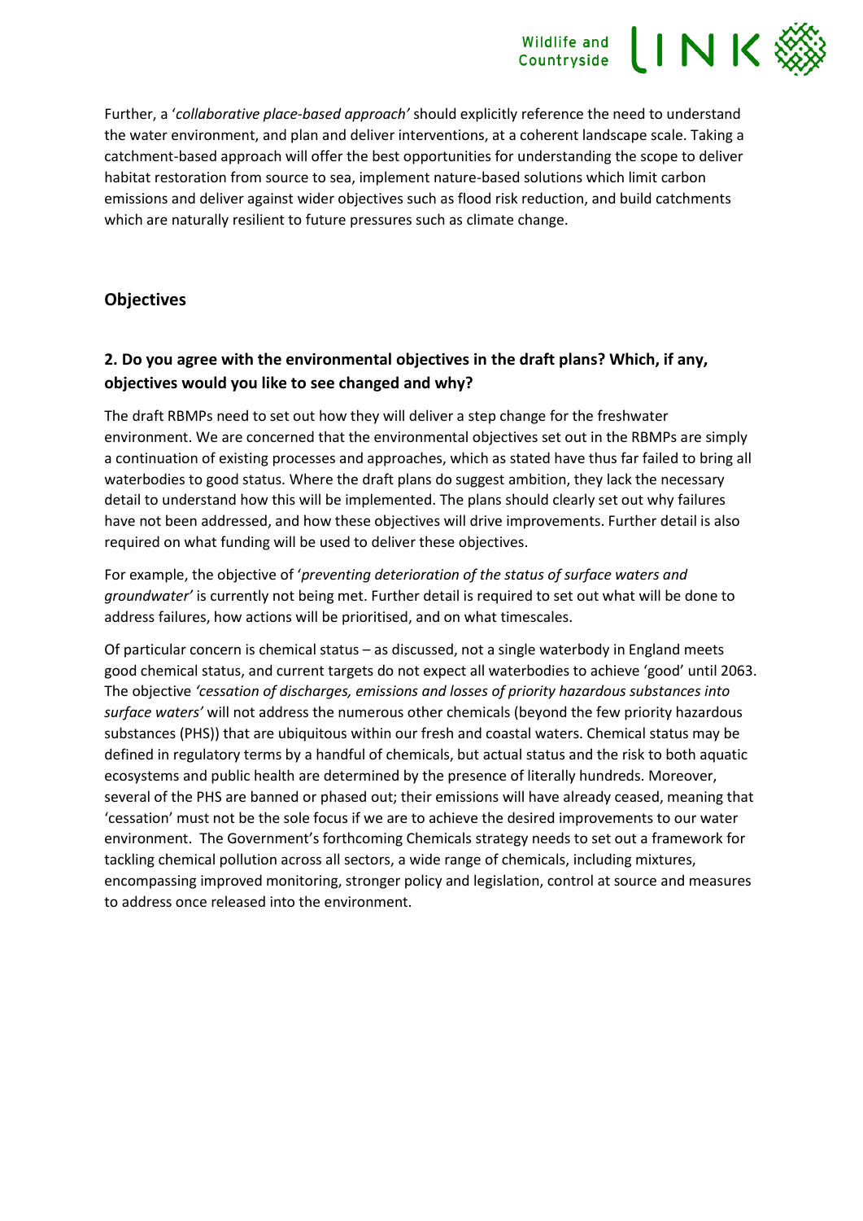Further, a '*collaborative place-based approach'* should explicitly reference the need to understand the water environment, and plan and deliver interventions, at a coherent landscape scale. Taking a catchment-based approach will offer the best opportunities for understanding the scope to deliver habitat restoration from source to sea, implement nature-based solutions which limit carbon emissions and deliver against wider objectives such as flood risk reduction, and build catchments which are naturally resilient to future pressures such as climate change.

## Objectives

### 2. Do you agree with the environmental objectives in the draft plans? Which, if any, objectives would you like to see changed and why?

The draft RBMPs need to set out how they will deliver a step change for the freshwater environment. We are concerned that the environmental objectives set out in the RBMPs are simply a continuation of existing processes and approaches, which as stated have thus far failed to bring all waterbodies to good status. Where the draft plans do suggest ambition, they lack the necessary detail to understand how this will be implemented. The plans should clearly set out why failures have not been addressed, and how these objectives will drive improvements. Further detail is also required on what funding will be used to deliver these objectives.

For example, the objective of '*preventing deterioration of the status of surface waters and groundwater*' is currently not being met. Further detail is required to set out what will be done to address failures, how actions will be prioritised, and on what timescales.

Of particular concern is chemical status – as discussed, not a single waterbody in England meets good chemical status, and current targets do not expect all waterbodies to achieve 'good' until 2063. The objective *'cessation of discharges, emissions and losses of priority hazardous substances into surface waters'* will not address the numerous other chemicals (beyond the few priority hazardous substances (PHS)) that are ubiquitous within our fresh and coastal waters. Chemical status may be defined in regulatory terms by a handful of chemicals, but actual status and the risk to both aquatic ecosystems and public health are determined by the presence of literally hundreds. Moreover, several of the PHS are banned or phased out; their emissions will have already ceased, meaning that 'cessation' must not be the sole focus if we are to achieve the desired improvements to our water environment. The Government's forthcoming Chemicals strategy needs to set out a framework for tackling chemical pollution across all sectors, a wide range of chemicals, including mixtures, encompassing improved monitoring, stronger policy and legislation, control at source and measures to address once released into the environment.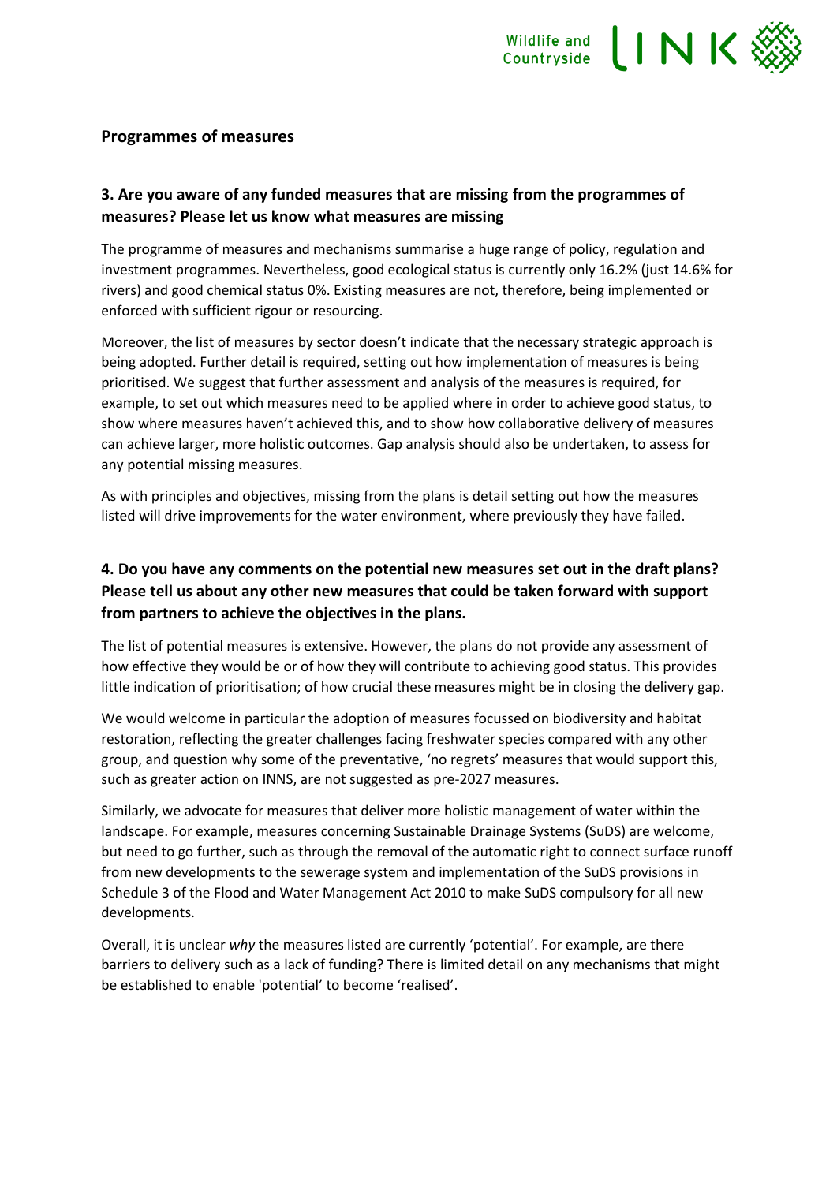## Programmes of measures

### 3. Are you aware of any funded measures that are missing from the programmes of measures? Please let us know what measures are missing

The programme of measures and mechanisms summarise a huge range of policy, regulation and investment programmes. Nevertheless, good ecological status is currently only 16.2% (just 14.6% for rivers) and good chemical status 0%. Existing measures are not, therefore, being implemented or enforced with sufficient rigour or resourcing.

Moreover, the list of measures by sector doesn't indicate that the necessary strategic approach is being adopted. Further detail is required, setting out how implementation of measures is being prioritised. We suggest that further assessment and analysis of the measures is required, for example, to set out which measures need to be applied where in order to achieve good status, to show where measures haven't achieved this, and to show how collaborative delivery of measures can achieve larger, more holistic outcomes. Gap analysis should also be undertaken, to assess for any potential missing measures.

As with principles and objectives, missing from the plans is detail setting out how the measures listed will drive improvements for the water environment, where previously they have failed.

### 4. Do you have any comments on the potential new measures set out in the draft plans? Please tell us about any other new measures that could be taken forward with support from partners to achieve the objectives in the plans.

The list of potential measures is extensive. However, the plans do not provide any assessment of how effective they would be or of how they will contribute to achieving good status. This provides little indication of prioritisation; of how crucial these measures might be in closing the delivery gap.

We would welcome in particular the adoption of measures focussed on biodiversity and habitat restoration, reflecting the greater challenges facing freshwater species compared with any other group, and question why some of the preventative, 'no regrets' measures that would support this, such as greater action on INNS, are not suggested as pre-2027 measures.

Similarly, we advocate for measures that deliver more holistic management of water within the landscape. For example, measures concerning Sustainable Drainage Systems (SuDS) are welcome, but need to go further, such as through the removal of the automatic right to connect surface runoff from new developments to the sewerage system and implementation of the SuDS provisions in Schedule 3 of the Flood and Water Management Act 2010 to make SuDS compulsory for all new developments.

Overall, it is unclear *why* the measures listed are currently 'potential'. For example, are there barriers to delivery such as a lack of funding? There is limited detail on any mechanisms that might be established to enable 'potential' to become 'realised'.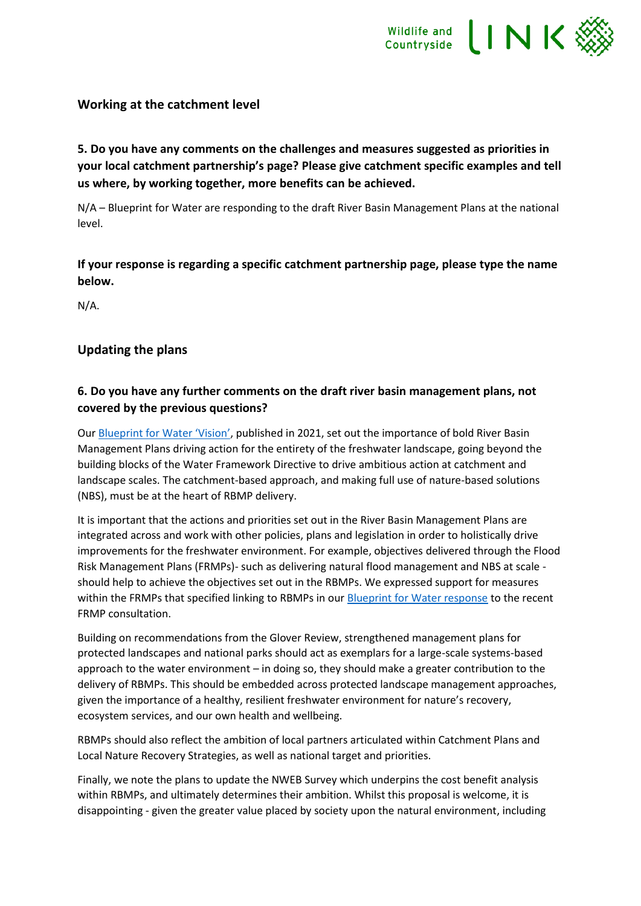## Working at the catchment level

### 5. Do you have any comments on the challenges and measures suggested as priorities in your local catchment partnership's page? Please give catchment specific examples and tell us where, by working together, more benefits can be achieved.

N/A – Blueprint for Water are responding to the draft River Basin Management Plans at the national level.

### If your response is regarding a specific catchment partnership page, please type the name below.

N/A.

## Updating the plans

### 6. Do you have any further comments on the draft river basin management plans, not covered by the previous questions?

Our Blueprint for Water 'Vision', published in 2021, set out the importance of bold River Basin Management Plans driving action for the entirety of the freshwater landscape, going beyond the building blocks of the Water Framework Directive to drive ambitious action at catchment and landscape scales. The catchment-based approach, and making full use of nature-based solutions (NBS), must be at the heart of RBMP delivery.

It is important that the actions and priorities set out in the River Basin Management Plans are integrated across and work with other policies, plans and legislation in order to holistically drive improvements for the freshwater environment. For example, objectives delivered through the Flood Risk Management Plans (FRMPs)- such as delivering natural flood management and NBS at scale - should help to achieve the objectives set out in the RBMPs. We expressed support for measures within the FRMPs that specified linking to RBMPs in our Blueprint for Water response to the recent FRMP consultation.

Building on recommendations from the Glover Review, strengthened management plans for protected landscapes and national parks should act as exemplars for a large-scale systems-based approach to the water environment – in doing so, they should make a greater contribution to the delivery of RBMPs. This should be embedded across protected landscape management approaches, given the importance of a healthy, resilient freshwater environment for nature's recovery, ecosystem services, and our own health and wellbeing.

RBMPs should also reflect the ambition of local partners articulated within Catchment Plans and Local Nature Recovery Strategies, as well as national target and priorities.

Finally, we note the plans to update the NWEB Survey which underpins the cost benefit analysis within RBMPs, and ultimately determines their ambition. Whilst this proposal is welcome, it is disappointing - given the greater value placed by society upon the natural environment, including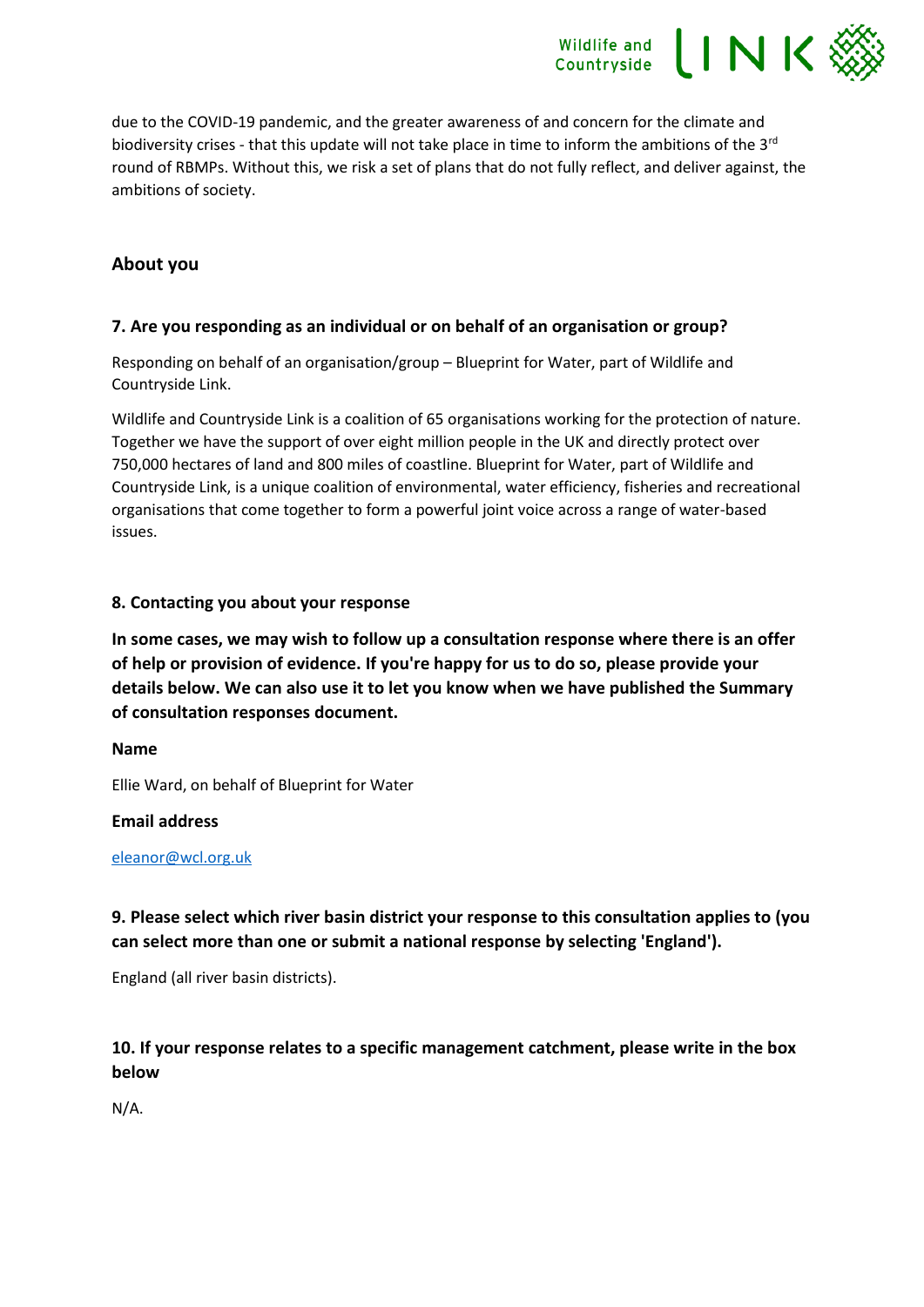due to the COVID-19 pandemic, and the greater awareness of and concern for the climate and biodiversity crises - that this update will not take place in time to inform the ambitions of the 3rd round of RBMPs. Without this, we risk a set of plans that do not fully reflect, and deliver against, the ambitions of society.

## About you

### 7. Are you responding as an individual or on behalf of an organisation or group?

Responding on behalf of an organisation/group – Blueprint for Water, part of Wildlife and Countryside Link.

Wildlife and Countryside Link is a coalition of 65 organisations working for the protection of nature. Together we have the support of over eight million people in the UK and directly protect over 750,000 hectares of land and 800 miles of coastline. Blueprint for Water, part of Wildlife and Countryside Link, is a unique coalition of environmental, water efficiency, fisheries and recreational organisations that come together to form a powerful joint voice across a range of water-based issues.

### 8. Contacting you about your response

**In some cases, we may wish to follow up a consultation response where there is an offer of help or provision of evidence. If you're happy for us to do so, please provide your details below. We can also use it to let you know when we have published the Summary of consultation responses document.**

**Name**

Ellie Ward, on behalf of Blueprint for Water

**Email address**

eleanor@wcl.org.uk

### 9. Please select which river basin district your response to this consultation applies to (you can select more than one or submit a national response by selecting 'England').

England (all river basin districts).

### 10. If your response relates to a specific management catchment, please write in the box below

N/A.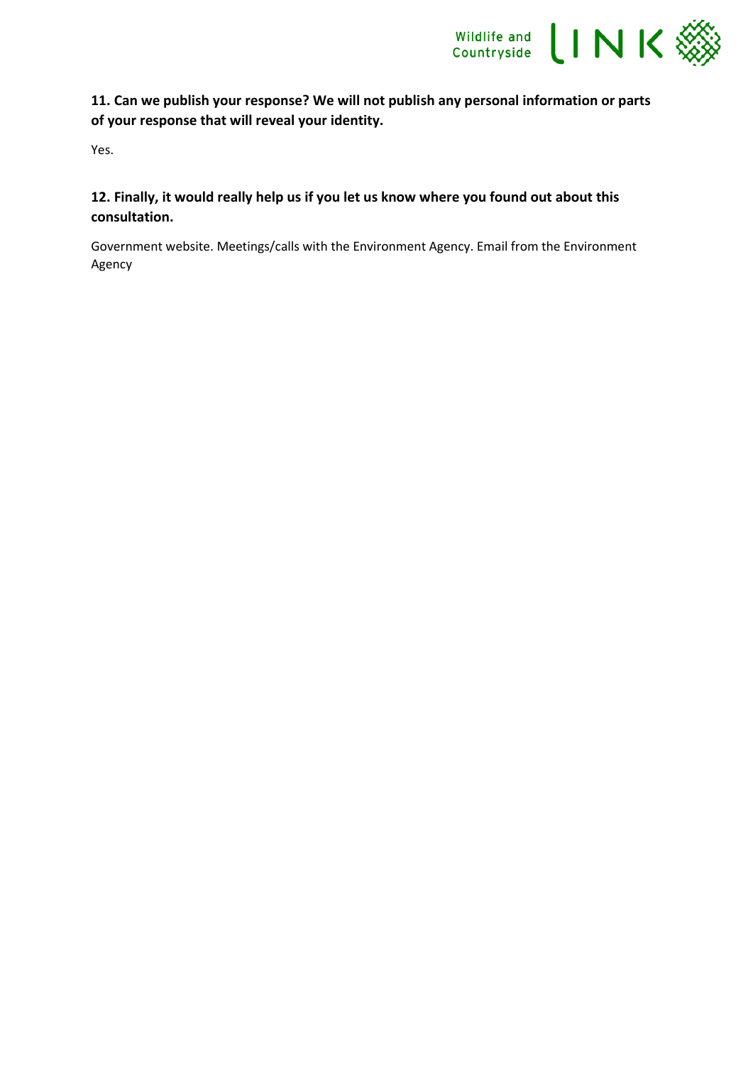**11. Can we publish your response? We will not publish any personal information or parts of your response that will reveal your identity.**

Yes.

**12. Finally, it would really help us if you let us know where you found out about this consultation.**

Government website. Meetings/calls with the Environment Agency. Email from the Environment Agency